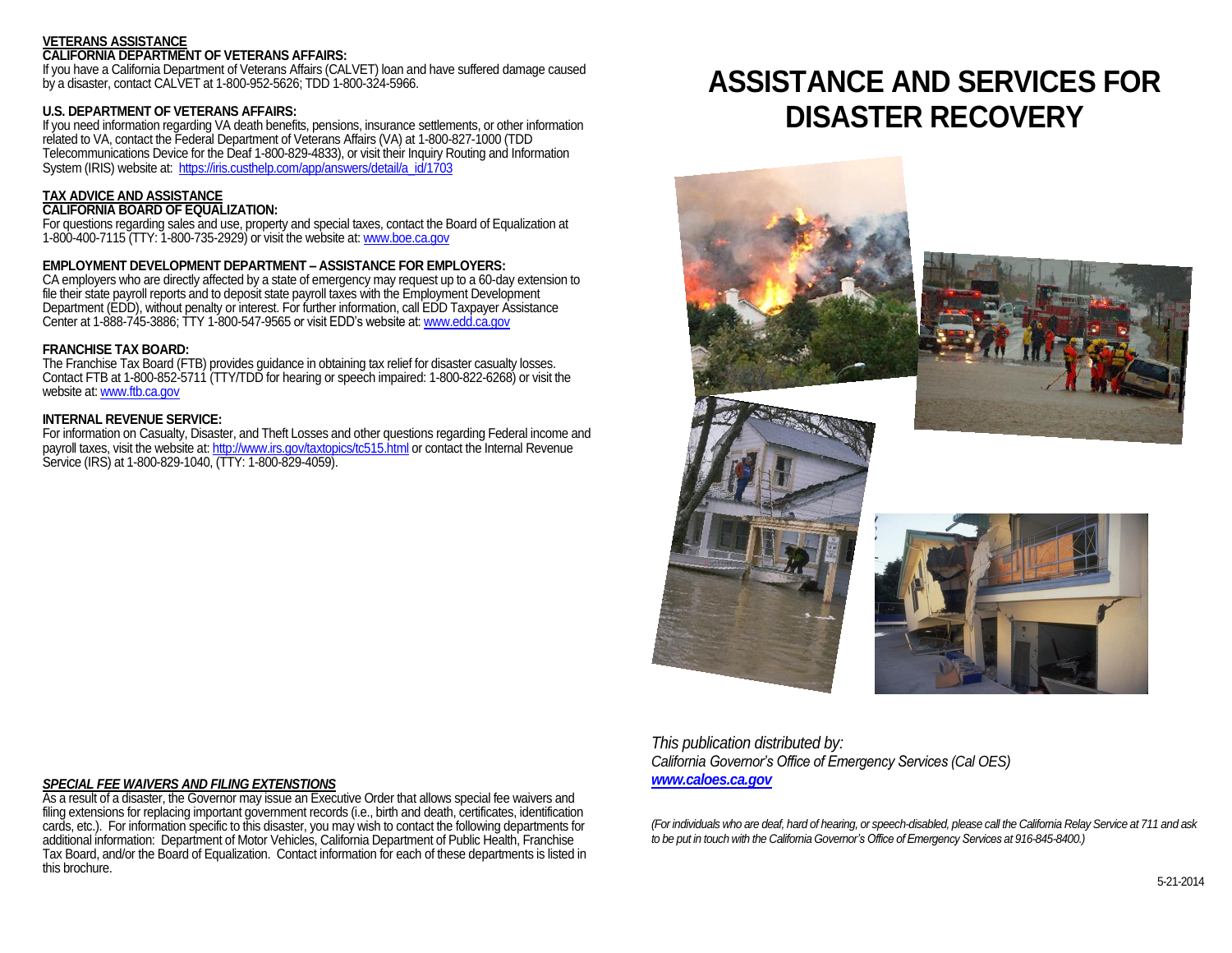## VETERANS ASSISTANCE

### CALIFORNIA DEPARTMENT OF VETERANS AFFAIRS:

If you have a California Department of Veterans Affairs (CALVET) loan and have suffered damage caused by a disaster, contact CALVET at 1-800-952-5626; TDD 1-800-324-5966.

### U.S. DEPARTMENT OF VETERANS AFFAIRS:

If you need information regarding VA death benefits, pensions, insurance settlements, or other information related to VA, contact the Federal Department of Veterans Affairs (VA) at 1-800-827-1000 (TDD Telecommunications Device for the Deaf 1-800-829-4833), or visit their Inquiry Routing and Information System (IRIS) website at: https://iris.custhelp.com/app/answers/detail/a_id/1703

## TAX ADVICE AND ASSISTANCE

### CALIFORNIA BOARD OF EQUALIZATION:

For questions regarding sales and use, property and special taxes, contact the Board of Equalization at 1-800-400-7115 (TTY: 1-800-735-2929) or visit the website at: www.boe.ca.gov

### EMPLOYMENT DEVELOPMENT DEPARTMENT – ASSISTANCE FOR EMPLOYERS:

CA employers who are directly affected by a state of emergency may request up to a 60-day extension to file their state payroll reports and to deposit state payroll taxes with the Employment Development Department (EDD), without penalty or interest. For further information, call EDD Taxpayer Assistance Center at 1-888-745-3886; TTY 1-800-547-9565 or visit EDD's website at: www.edd.ca.gov

### FRANCHISE TAX BOARD:

The Franchise Tax Board (FTB) provides guidance in obtaining tax relief for disaster casualty losses. Contact FTB at 1-800-852-5711 (TTY/TDD for hearing or speech impaired: 1-800-822-6268) or visit the website at: www.ftb.ca.gov

### INTERNAL REVENUE SERVICE:

For information on Casualty, Disaster, and Theft Losses and other questions regarding Federal income and payroll taxes, visit the website at: http://www.irs.gov/taxtopics/tc515.html or contact the Internal Revenue Service (IRS) at 1-800-829-1040, (TTY: 1-800-829-4059).

### *SPECIAL FEE WAIVERS AND FILING EXTENSTIONS*

As a result of a disaster, the Governor may issue an Executive Order that allows special fee waivers and filing extensions for replacing important government records (i.e., birth and death, certificates, identification cards, etc.). For information specific to this disaster, you may wish to contact the following departments for additional information: Department of Motor Vehicles, California Department of Public Health, Franchise Tax Board, and/or the Board of Equalization. Contact information for each of these departments is listed in this brochure.

# ASSISTANCE AND SERVICES FOR DISASTER RECOVERY

*This publication distributed by:*
*California Governor's Office of Emergency Services (Cal OES)*
***www.caloes.ca.gov***

*(For individuals who are deaf, hard of hearing, or speech-disabled, please call the California Relay Service at 711 and ask to be put in touch with the California Governor's Office of Emergency Services at 916-845-8400.)*

5-21-2014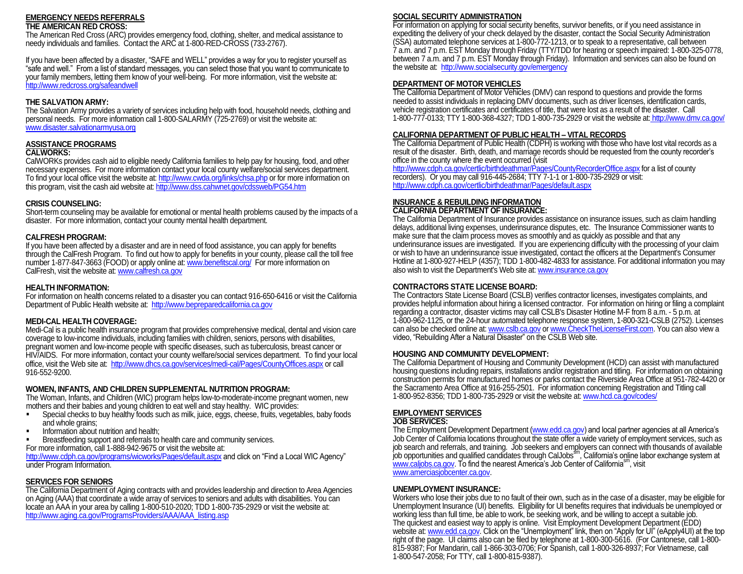## EMERGENCY NEEDS REFERRALS

### THE AMERICAN RED CROSS:

The American Red Cross (ARC) provides emergency food, clothing, shelter, and medical assistance to needy individuals and families. Contact the ARC at 1-800-RED-CROSS (733-2767).

If you have been affected by a disaster, "SAFE and WELL" provides a way for you to register yourself as "safe and well." From a list of standard messages, you can select those that you want to communicate to your family members, letting them know of your well-being. For more information, visit the website at: http://www.redcross.org/safeandwell

### THE SALVATION ARMY:

The Salvation Army provides a variety of services including help with food, household needs, clothing and personal needs. For more information call 1-800-SALARMY (725-2769) or visit the website at: www.disaster.salvationarmyusa.org

## ASSISTANCE PROGRAMS

### CALWORKS:

CalWORKs provides cash aid to eligible needy California families to help pay for housing, food, and other necessary expenses. For more information contact your local county welfare/social services department. To find your local office visit the website at: http://www.cwda.org/links/chsa.php or for more information on this program, visit the cash aid website at: http://www.dss.cahwnet.gov/cdssweb/PG54.htm

### CRISIS COUNSELING:

Short-term counseling may be available for emotional or mental health problems caused by the impacts of a disaster. For more information, contact your county mental health department.

### CALFRESH PROGRAM:

If you have been affected by a disaster and are in need of food assistance, you can apply for benefits through the CalFresh Program. To find out how to apply for benefits in your county, please call the toll free number 1-877-847-3663 (FOOD) or apply online at: www.benefitscal.org/ For more information on CalFresh, visit the website at: www.calfresh.ca.gov

### HEALTH INFORMATION:

For information on health concerns related to a disaster you can contact 916-650-6416 or visit the California Department of Public Health website at: http://www.bepreparedcalifornia.ca.gov

### MEDI-CAL HEALTH COVERAGE:

Medi-Cal is a public health insurance program that provides comprehensive medical, dental and vision care coverage to low-income individuals, including families with children, seniors, persons with disabilities, pregnant women and low-income people with specific diseases, such as tuberculosis, breast cancer or HIV/AIDS. For more information, contact your county welfare/social services department. To find your local office, visit the Web site at: http://www.dhcs.ca.gov/services/medi-cal/Pages/CountyOffices.aspx or call 916-552-9200.

### WOMEN, INFANTS, AND CHILDREN SUPPLEMENTAL NUTRITION PROGRAM:

The Woman, Infants, and Children (WIC) program helps low-to-moderate-income pregnant women, new mothers and their babies and young children to eat well and stay healthy. WIC provides:

- Special checks to buy healthy foods such as milk, juice, eggs, cheese, fruits, vegetables, baby foods and whole grains;
- Information about nutrition and health;
- Breastfeeding support and referrals to health care and community services.

For more information, call 1-888-942-9675 or visit the website at: http://www.cdph.ca.gov/programs/wicworks/Pages/default.aspx and click on "Find a Local WIC Agency" under Program Information.

## SERVICES FOR SENIORS

The California Department of Aging contracts with and provides leadership and direction to Area Agencies on Aging (AAA) that coordinate a wide array of services to seniors and adults with disabilities. You can locate an AAA in your area by calling 1-800-510-2020; TDD 1-800-735-2929 or visit the website at: http://www.aging.ca.gov/ProgramsProviders/AAA/AAA_listing.asp

## SOCIAL SECURITY ADMINISTRATION

For information on applying for social security benefits, survivor benefits, or if you need assistance in expediting the delivery of your check delayed by the disaster, contact the Social Security Administration (SSA) automated telephone services at 1-800-772-1213, or to speak to a representative, call between 7 a.m. and 7 p.m. EST Monday through Friday (TTY/TDD for hearing or speech impaired: 1-800-325-0778, between 7 a.m. and 7 p.m. EST Monday through Friday). Information and services can also be found on the website at: http://www.socialsecurity.gov/emergency

## DEPARTMENT OF MOTOR VEHICLES

The California Department of Motor Vehicles (DMV) can respond to questions and provide the forms needed to assist individuals in replacing DMV documents, such as driver licenses, identification cards, vehicle registration certificates and certificates of title, that were lost as a result of the disaster. Call 1-800-777-0133; TTY 1-800-368-4327; TDD 1-800-735-2929 or visit the website at: http://www.dmv.ca.gov/

## CALIFORNIA DEPARTMENT OF PUBLIC HEALTH – VITAL RECORDS

The California Department of Public Health (CDPH) is working with those who have lost vital records as a result of the disaster. Birth, death, and marriage records should be requested from the county recorder's office in the county where the event occurred (visit http://www.cdph.ca.gov/certlic/birthdeathmar/Pages/CountyRecorderOffice.aspx for a list of county recorders). Or you may call 916-445-2684; TTY 7-1-1 or 1-800-735-2929 or visit: http://www.cdph.ca.gov/certlic/birthdeathmar/Pages/default.aspx

## INSURANCE & REBUILDING INFORMATION

### CALIFORNIA DEPARTMENT OF INSURANCE:

The California Department of Insurance provides assistance on insurance issues, such as claim handling delays, additional living expenses, underinsurance disputes, etc. The Insurance Commissioner wants to make sure that the claim process moves as smoothly and as quickly as possible and that any underinsurance issues are investigated. If you are experiencing difficulty with the processing of your claim or wish to have an underinsurance issue investigated, contact the officers at the Department's Consumer Hotline at 1-800-927-HELP (4357); TDD 1-800-482-4833 for assistance. For additional information you may also wish to visit the Department's Web site at: www.insurance.ca.gov

### CONTRACTORS STATE LICENSE BOARD:

The Contractors State License Board (CSLB) verifies contractor licenses, investigates complaints, and provides helpful information about hiring a licensed contractor. For information on hiring or filing a complaint regarding a contractor, disaster victims may call CSLB's Disaster Hotline M-F from 8 a.m. - 5 p.m. at 1-800-962-1125, or the 24-hour automated telephone response system, 1-800-321-CSLB (2752). Licenses can also be checked online at: www.cslb.ca.gov or www.CheckTheLicenseFirst.com. You can also view a video, "Rebuilding After a Natural Disaster" on the CSLB Web site.

### HOUSING AND COMMUNITY DEVELOPMENT:

The California Department of Housing and Community Development (HCD) can assist with manufactured housing questions including repairs, installations and/or registration and titling. For information on obtaining construction permits for manufactured homes or parks contact the Riverside Area Office at 951-782-4420 or the Sacramento Area Office at 916-255-2501. For information concerning Registration and Titling call 1-800-952-8356; TDD 1-800-735-2929 or visit the website at: www.hcd.ca.gov/codes/

## EMPLOYMENT SERVICES

### JOB SERVICES:

The Employment Development Department (www.edd.ca.gov) and local partner agencies at all America's Job Center of California locations throughout the state offer a wide variety of employment services, such as job search and referrals, and training. Job seekers and employers can connect with thousands of available job opportunities and qualified candidates through CalJobs[sm], California's online labor exchange system at www.caljobs.ca.gov. To find the nearest America's Job Center of California[sm], visit www.amerciasjobcenter.ca.gov.

### UNEMPLOYMENT INSURANCE:

Workers who lose their jobs due to no fault of their own, such as in the case of a disaster, may be eligible for Unemployment Insurance (UI) benefits. Eligibility for UI benefits requires that individuals be unemployed or working less than full time, be able to work, be seeking work, and be willing to accept a suitable job. The quickest and easiest way to apply is online. Visit Employment Development Department (EDD) website at: www.edd.ca.gov. Click on the "Unemployment" link, then on "Apply for UI" (eApply4UI) at the top right of the page. UI claims also can be filed by telephone at 1-800-300-5616. (For Cantonese, call 1-800-815-9387; For Mandarin, call 1-866-303-0706; For Spanish, call 1-800-326-8937; For Vietnamese, call 1-800-547-2058; For TTY, call 1-800-815-9387).